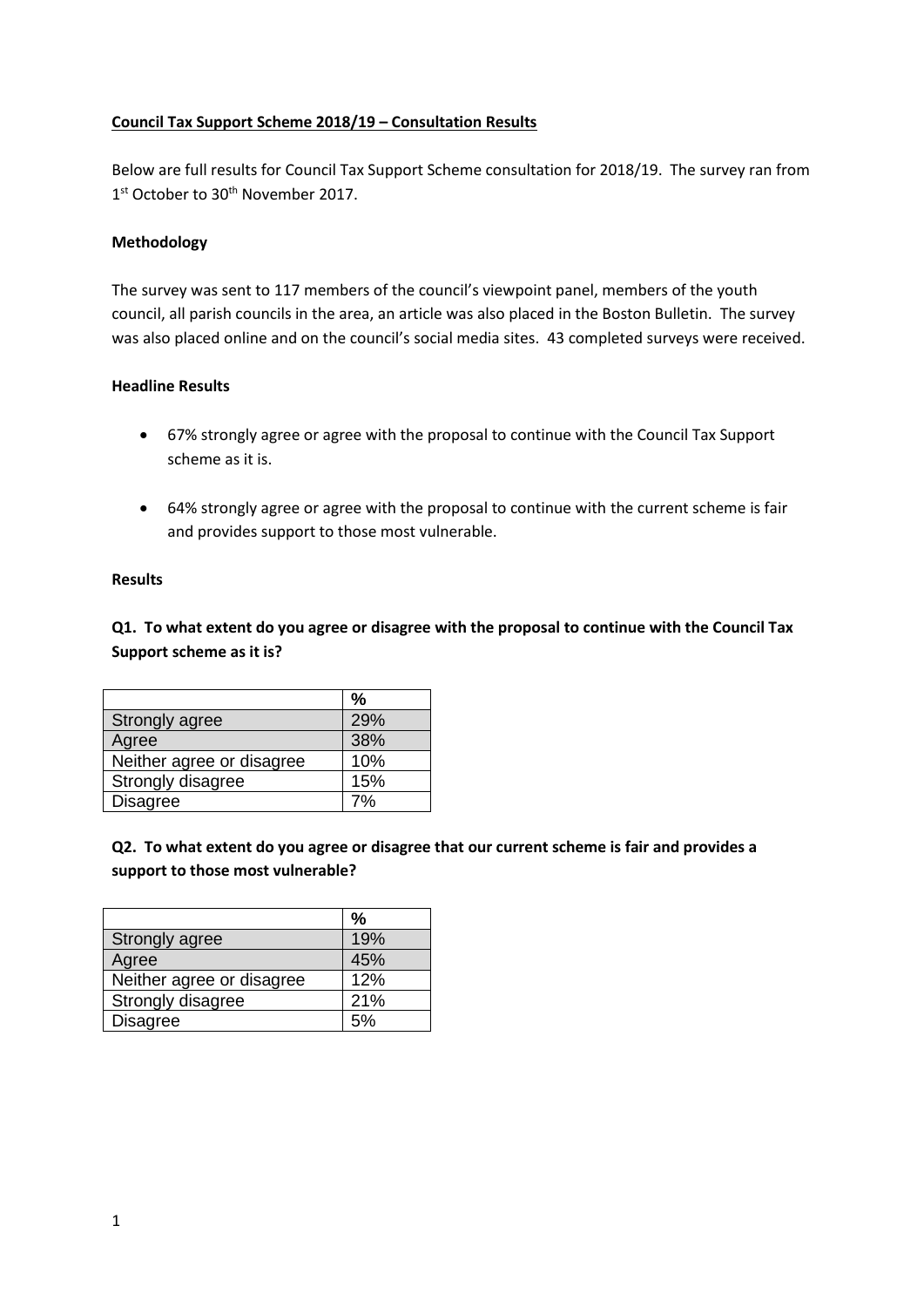# Council Tax Support Scheme 2018/19 – Consultation Results

Below are full results for Council Tax Support Scheme consultation for 2018/19. The survey ran from 1st October to 30th November 2017.

### Methodology

The survey was sent to 117 members of the council's viewpoint panel, members of the youth council, all parish councils in the area, an article was also placed in the Boston Bulletin. The survey was also placed online and on the council's social media sites. 43 completed surveys were received.

### Headline Results

- 67% strongly agree or agree with the proposal to continue with the Council Tax Support scheme as it is.
- 64% strongly agree or agree with the proposal to continue with the current scheme is fair and provides support to those most vulnerable.

### Results

**Q1. To what extent do you agree or disagree with the proposal to continue with the Council Tax Support scheme as it is?**

| | % |
|---|---|
| Strongly agree | 29% |
| Agree | 38% |
| Neither agree or disagree | 10% |
| Strongly disagree | 15% |
| Disagree | 7% |

**Q2. To what extent do you agree or disagree that our current scheme is fair and provides a support to those most vulnerable?**

| | % |
|---|---|
| Strongly agree | 19% |
| Agree | 45% |
| Neither agree or disagree | 12% |
| Strongly disagree | 21% |
| Disagree | 5% |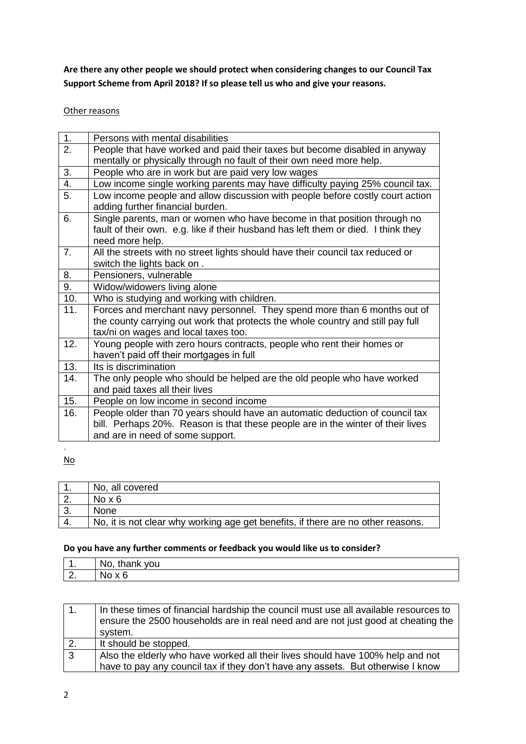**Are there any other people we should protect when considering changes to our Council Tax Support Scheme from April 2018? If so please tell us who and give your reasons.**

Other reasons

| | |
|---|---|
| 1. | Persons with mental disabilities |
| 2. | People that have worked and paid their taxes but become disabled in anyway mentally or physically through no fault of their own need more help. |
| 3. | People who are in work but are paid very low wages |
| 4. | Low income single working parents may have difficulty paying 25% council tax. |
| 5. | Low income people and allow discussion with people before costly court action adding further financial burden. |
| 6. | Single parents, man or women who have become in that position through no fault of their own. e.g. like if their husband has left them or died. I think they need more help. |
| 7. | All the streets with no street lights should have their council tax reduced or switch the lights back on . |
| 8. | Pensioners, vulnerable |
| 9. | Widow/widowers living alone |
| 10. | Who is studying and working with children. |
| 11. | Forces and merchant navy personnel. They spend more than 6 months out of the county carrying out work that protects the whole country and still pay full tax/ni on wages and local taxes too. |
| 12. | Young people with zero hours contracts, people who rent their homes or haven't paid off their mortgages in full |
| 13. | Its is discrimination |
| 14. | The only people who should be helped are the old people who have worked and paid taxes all their lives |
| 15. | People on low income in second income |
| 16. | People older than 70 years should have an automatic deduction of council tax bill. Perhaps 20%. Reason is that these people are in the winter of their lives and are in need of some support. |

No

| | |
|---|---|
| 1. | No, all covered |
| 2. | No x 6 |
| 3. | None |
| 4. | No, it is not clear why working age get benefits, if there are no other reasons. |

**Do you have any further comments or feedback you would like us to consider?**

| | |
|---|---|
| 1. | No, thank you |
| 2. | No x 6 |

| | |
|---|---|
| 1. | In these times of financial hardship the council must use all available resources to ensure the 2500 households are in real need and are not just good at cheating the system. |
| 2. | It should be stopped. |
| 3 | Also the elderly who have worked all their lives should have 100% help and not have to pay any council tax if they don't have any assets. But otherwise I know |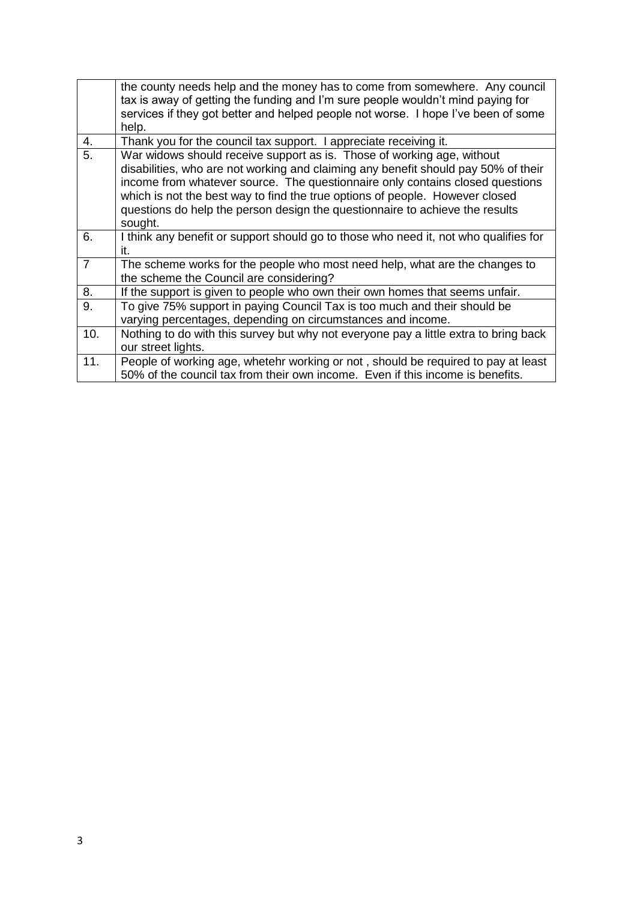| | |
|---|---|
| | the county needs help and the money has to come from somewhere. Any council tax is away of getting the funding and I'm sure people wouldn't mind paying for services if they got better and helped people not worse. I hope I've been of some help. |
| 4. | Thank you for the council tax support. I appreciate receiving it. |
| 5. | War widows should receive support as is. Those of working age, without disabilities, who are not working and claiming any benefit should pay 50% of their income from whatever source. The questionnaire only contains closed questions which is not the best way to find the true options of people. However closed questions do help the person design the questionnaire to achieve the results sought. |
| 6. | I think any benefit or support should go to those who need it, not who qualifies for it. |
| 7 | The scheme works for the people who most need help, what are the changes to the scheme the Council are considering? |
| 8. | If the support is given to people who own their own homes that seems unfair. |
| 9. | To give 75% support in paying Council Tax is too much and their should be varying percentages, depending on circumstances and income. |
| 10. | Nothing to do with this survey but why not everyone pay a little extra to bring back our street lights. |
| 11. | People of working age, whetehr working or not , should be required to pay at least 50% of the council tax from their own income. Even if this income is benefits. |